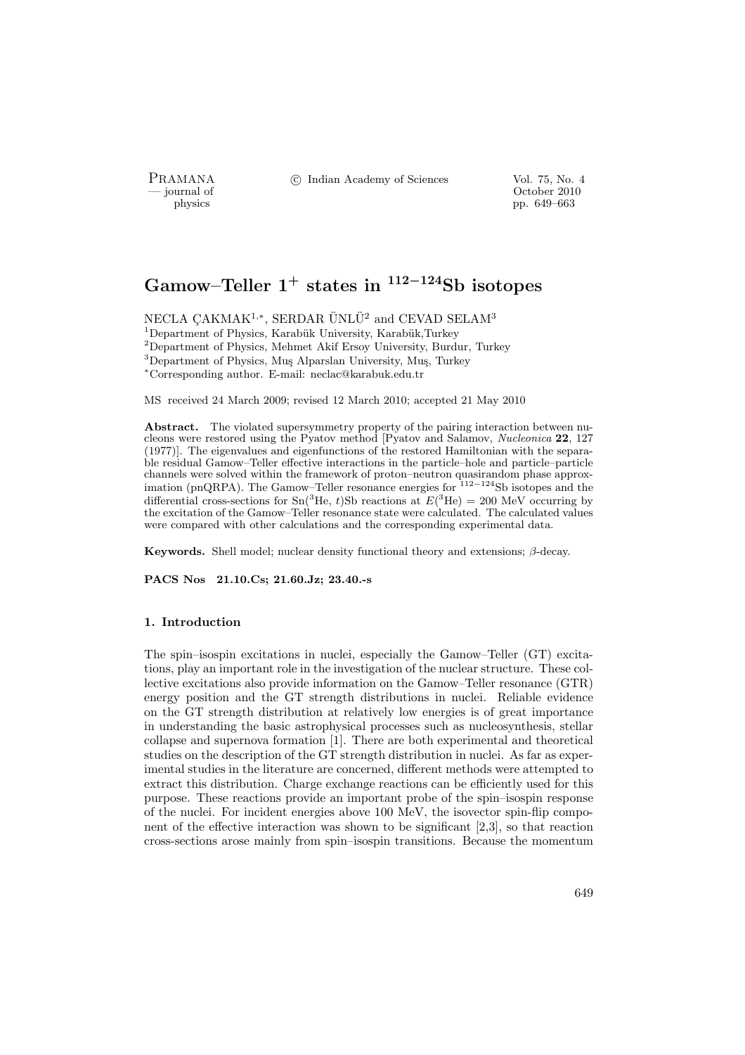# Gamow–Teller $1^+$ states in $^{112-124}$Sb isotopes

NECLA ÇAKMAK[1,*], SERDAR ÜNLÜ[2] and CEVAD SELAM[3]

[1]Department of Physics, Karabük University, Karabük,Turkey
[2]Department of Physics, Mehmet Akif Ersoy University, Burdur, Turkey
[3]Department of Physics, Muş Alparslan University, Muş, Turkey
[*]Corresponding author. E-mail: neclac@karabuk.edu.tr

MS received 24 March 2009; revised 12 March 2010; accepted 21 May 2010

**Abstract.** The violated supersymmetry property of the pairing interaction between nucleons were restored using the Pyatov method [Pyatov and Salamov, *Nucleonica* **22**, 127 (1977)]. The eigenvalues and eigenfunctions of the restored Hamiltonian with the separable residual Gamow–Teller effective interactions in the particle–hole and particle–particle channels were solved within the framework of proton–neutron quasirandom phase approximation (pnQRPA). The Gamow–Teller resonance energies for $^{112-124}$Sb isotopes and the differential cross-sections for Sn($^3$He, $t$)Sb reactions at $E(^3\text{He}) = 200$ MeV occurring by the excitation of the Gamow–Teller resonance state were calculated. The calculated values were compared with other calculations and the corresponding experimental data.

**Keywords.** Shell model; nuclear density functional theory and extensions; $\beta$-decay.

**PACS Nos** **21.10.Cs; 21.60.Jz; 23.40.-s**

## 1. Introduction

The spin–isospin excitations in nuclei, especially the Gamow–Teller (GT) excitations, play an important role in the investigation of the nuclear structure. These collective excitations also provide information on the Gamow–Teller resonance (GTR) energy position and the GT strength distributions in nuclei. Reliable evidence on the GT strength distribution at relatively low energies is of great importance in understanding the basic astrophysical processes such as nucleosynthesis, stellar collapse and supernova formation [1]. There are both experimental and theoretical studies on the description of the GT strength distribution in nuclei. As far as experimental studies in the literature are concerned, different methods were attempted to extract this distribution. Charge exchange reactions can be efficiently used for this purpose. These reactions provide an important probe of the spin–isospin response of the nuclei. For incident energies above 100 MeV, the isovector spin-flip component of the effective interaction was shown to be significant [2,3], so that reaction cross-sections arose mainly from spin–isospin transitions. Because the momentum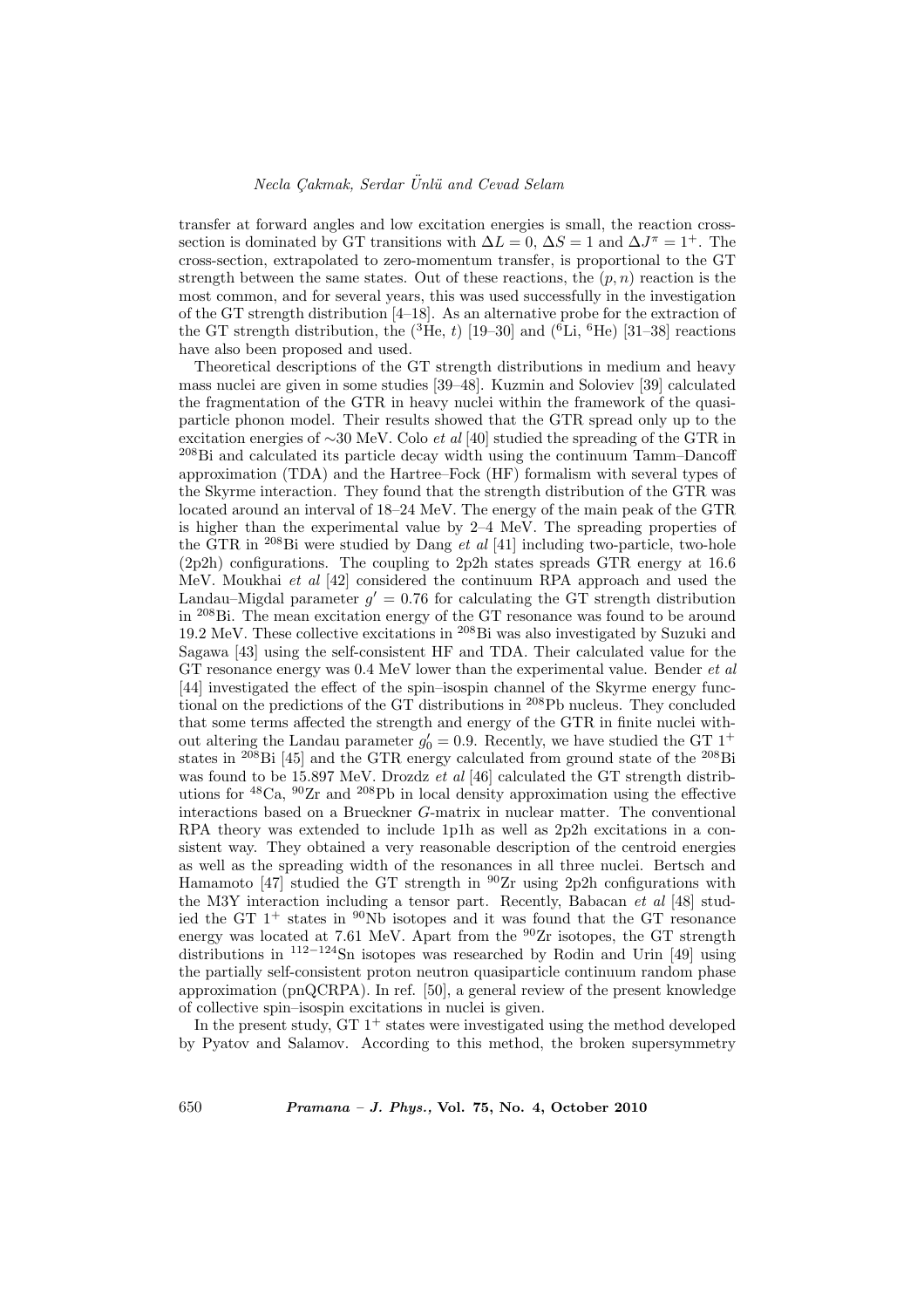transfer at forward angles and low excitation energies is small, the reaction cross-section is dominated by GT transitions with $\Delta L = 0$, $\Delta S = 1$ and $\Delta J^{\pi} = 1^{+}$. The cross-section, extrapolated to zero-momentum transfer, is proportional to the GT strength between the same states. Out of these reactions, the $(p, n)$ reaction is the most common, and for several years, this was used successfully in the investigation of the GT strength distribution [4–18]. As an alternative probe for the extraction of the GT strength distribution, the ($^{3}$He, $t$) [19–30] and ($^{6}$Li, $^{6}$He) [31–38] reactions have also been proposed and used.

Theoretical descriptions of the GT strength distributions in medium and heavy mass nuclei are given in some studies [39–48]. Kuzmin and Soloviev [39] calculated the fragmentation of the GTR in heavy nuclei within the framework of the quasi-particle phonon model. Their results showed that the GTR spread only up to the excitation energies of ∼30 MeV. Colo *et al* [40] studied the spreading of the GTR in $^{208}$Bi and calculated its particle decay width using the continuum Tamm–Dancoff approximation (TDA) and the Hartree–Fock (HF) formalism with several types of the Skyrme interaction. They found that the strength distribution of the GTR was located around an interval of 18–24 MeV. The energy of the main peak of the GTR is higher than the experimental value by 2–4 MeV. The spreading properties of the GTR in $^{208}$Bi were studied by Dang *et al* [41] including two-particle, two-hole (2p2h) configurations. The coupling to 2p2h states spreads GTR energy at 16.6 MeV. Moukhai *et al* [42] considered the continuum RPA approach and used the Landau–Migdal parameter $g' = 0.76$ for calculating the GT strength distribution in $^{208}$Bi. The mean excitation energy of the GT resonance was found to be around 19.2 MeV. These collective excitations in $^{208}$Bi was also investigated by Suzuki and Sagawa [43] using the self-consistent HF and TDA. Their calculated value for the GT resonance energy was 0.4 MeV lower than the experimental value. Bender *et al* [44] investigated the effect of the spin–isospin channel of the Skyrme energy functional on the predictions of the GT distributions in $^{208}$Pb nucleus. They concluded that some terms affected the strength and energy of the GTR in finite nuclei without altering the Landau parameter $g_0' = 0.9$. Recently, we have studied the GT $1^{+}$ states in $^{208}$Bi [45] and the GTR energy calculated from ground state of the $^{208}$Bi was found to be 15.897 MeV. Drozdz *et al* [46] calculated the GT strength distributions for $^{48}$Ca, $^{90}$Zr and $^{208}$Pb in local density approximation using the effective interactions based on a Brueckner $G$-matrix in nuclear matter. The conventional RPA theory was extended to include 1p1h as well as 2p2h excitations in a consistent way. They obtained a very reasonable description of the centroid energies as well as the spreading width of the resonances in all three nuclei. Bertsch and Hamamoto [47] studied the GT strength in $^{90}$Zr using 2p2h configurations with the M3Y interaction including a tensor part. Recently, Babacan *et al* [48] studied the GT $1^{+}$ states in $^{90}$Nb isotopes and it was found that the GT resonance energy was located at 7.61 MeV. Apart from the $^{90}$Zr isotopes, the GT strength distributions in $^{112-124}$Sn isotopes was researched by Rodin and Urin [49] using the partially self-consistent proton neutron quasiparticle continuum random phase approximation (pnQCRPA). In ref. [50], a general review of the present knowledge of collective spin–isospin excitations in nuclei is given.

In the present study, GT $1^{+}$ states were investigated using the method developed by Pyatov and Salamov. According to this method, the broken supersymmetry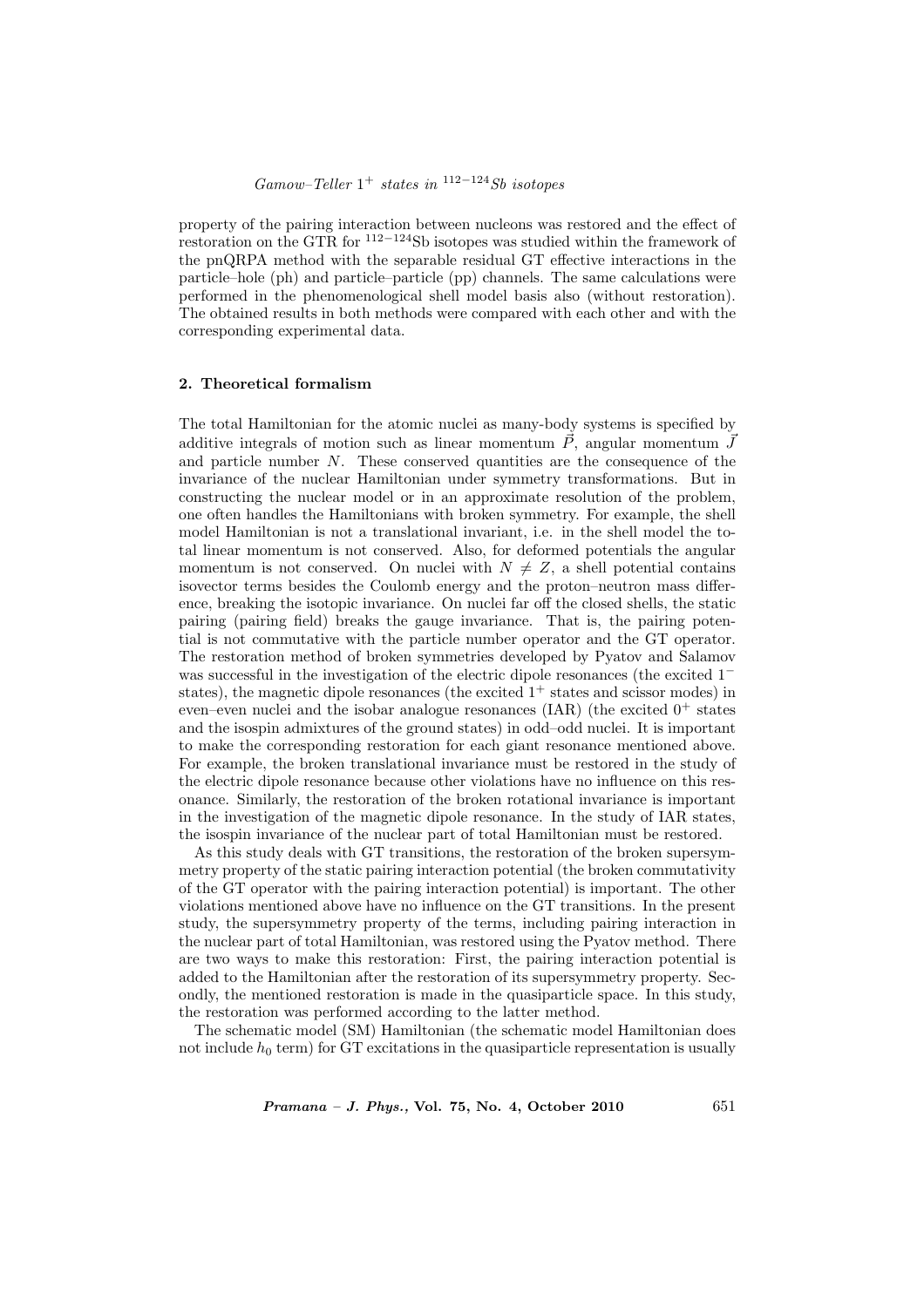property of the pairing interaction between nucleons was restored and the effect of restoration on the GTR for $^{112-124}$Sb isotopes was studied within the framework of the pnQRPA method with the separable residual GT effective interactions in the particle–hole (ph) and particle–particle (pp) channels. The same calculations were performed in the phenomenological shell model basis also (without restoration). The obtained results in both methods were compared with each other and with the corresponding experimental data.

## 2. Theoretical formalism

The total Hamiltonian for the atomic nuclei as many-body systems is specified by additive integrals of motion such as linear momentum $\vec{P}$, angular momentum $\vec{J}$ and particle number $N$. These conserved quantities are the consequence of the invariance of the nuclear Hamiltonian under symmetry transformations. But in constructing the nuclear model or in an approximate resolution of the problem, one often handles the Hamiltonians with broken symmetry. For example, the shell model Hamiltonian is not a translational invariant, i.e. in the shell model the total linear momentum is not conserved. Also, for deformed potentials the angular momentum is not conserved. On nuclei with $N \neq Z$, a shell potential contains isovector terms besides the Coulomb energy and the proton–neutron mass difference, breaking the isotopic invariance. On nuclei far off the closed shells, the static pairing (pairing field) breaks the gauge invariance. That is, the pairing potential is not commutative with the particle number operator and the GT operator. The restoration method of broken symmetries developed by Pyatov and Salamov was successful in the investigation of the electric dipole resonances (the excited $1^-$ states), the magnetic dipole resonances (the excited $1^+$ states and scissor modes) in even–even nuclei and the isobar analogue resonances (IAR) (the excited $0^+$ states and the isospin admixtures of the ground states) in odd–odd nuclei. It is important to make the corresponding restoration for each giant resonance mentioned above. For example, the broken translational invariance must be restored in the study of the electric dipole resonance because other violations have no influence on this resonance. Similarly, the restoration of the broken rotational invariance is important in the investigation of the magnetic dipole resonance. In the study of IAR states, the isospin invariance of the nuclear part of total Hamiltonian must be restored.

As this study deals with GT transitions, the restoration of the broken supersymmetry property of the static pairing interaction potential (the broken commutativity of the GT operator with the pairing interaction potential) is important. The other violations mentioned above have no influence on the GT transitions. In the present study, the supersymmetry property of the terms, including pairing interaction in the nuclear part of total Hamiltonian, was restored using the Pyatov method. There are two ways to make this restoration: First, the pairing interaction potential is added to the Hamiltonian after the restoration of its supersymmetry property. Secondly, the mentioned restoration is made in the quasiparticle space. In this study, the restoration was performed according to the latter method.

The schematic model (SM) Hamiltonian (the schematic model Hamiltonian does not include $h_0$ term) for GT excitations in the quasiparticle representation is usually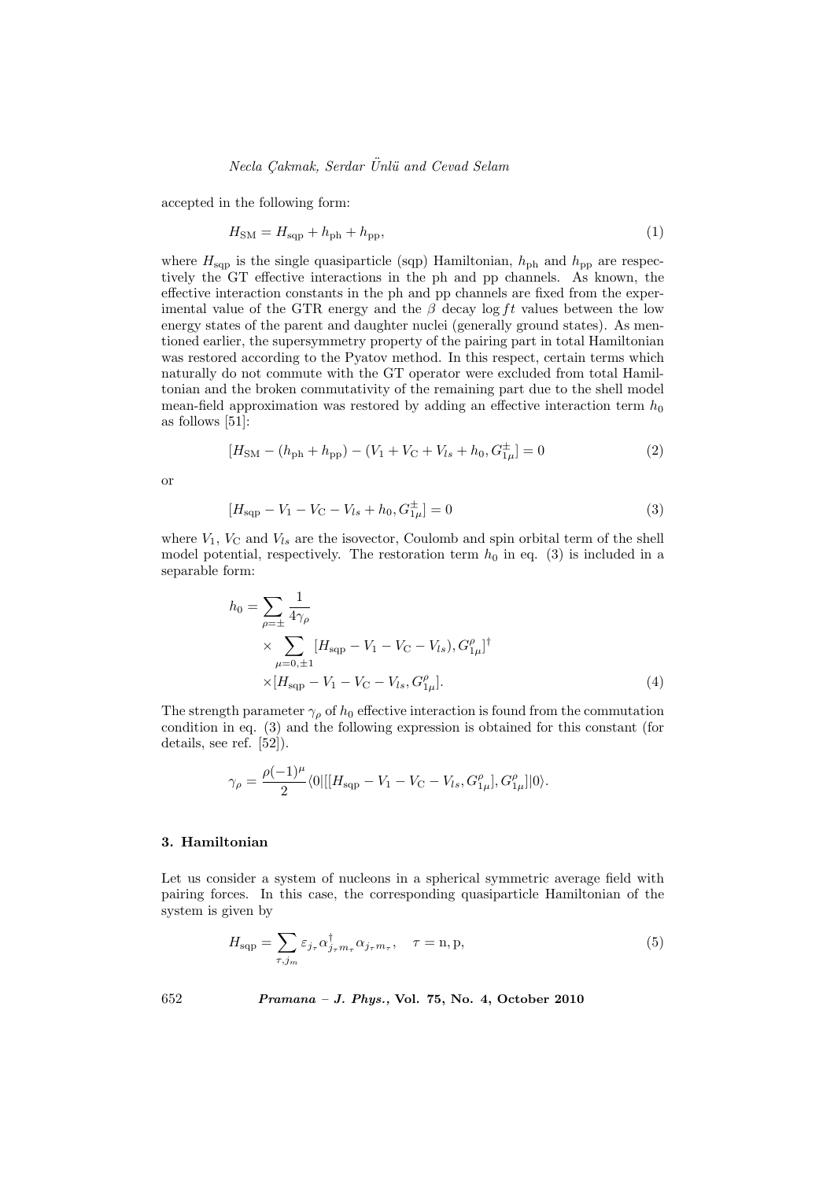accepted in the following form:

$$H_{\mathrm{SM}} = H_{\mathrm{sqp}} + h_{\mathrm{ph}} + h_{\mathrm{pp}}, \tag{1}$$

where $H_{\mathrm{sqp}}$ is the single quasiparticle (sqp) Hamiltonian, $h_{\mathrm{ph}}$ and $h_{\mathrm{pp}}$ are respectively the GT effective interactions in the ph and pp channels. As known, the effective interaction constants in the ph and pp channels are fixed from the experimental value of the GTR energy and the $\beta$ decay $\log ft$ values between the low energy states of the parent and daughter nuclei (generally ground states). As mentioned earlier, the supersymmetry property of the pairing part in total Hamiltonian was restored according to the Pyatov method. In this respect, certain terms which naturally do not commute with the GT operator were excluded from total Hamiltonian and the broken commutativity of the remaining part due to the shell model mean-field approximation was restored by adding an effective interaction term $h_0$ as follows [51]:

$$[H_{\mathrm{SM}} - (h_{\mathrm{ph}} + h_{\mathrm{pp}}) - (V_1 + V_{\mathrm{C}} + V_{ls} + h_0, G^{\pm}_{1\mu}] = 0 \tag{2}$$

or

$$[H_{\mathrm{sqp}} - V_1 - V_{\mathrm{C}} - V_{ls} + h_0, G^{\pm}_{1\mu}] = 0 \tag{3}$$

where $V_1$, $V_{\mathrm{C}}$ and $V_{ls}$ are the isovector, Coulomb and spin orbital term of the shell model potential, respectively. The restoration term $h_0$ in eq. (3) is included in a separable form:

$$\begin{aligned} h_0 = & \sum_{\rho=\pm} \frac{1}{4\gamma_\rho} \\ & \times \sum_{\mu=0,\pm1} [H_{\mathrm{sqp}} - V_1 - V_{\mathrm{C}} - V_{ls}), G^{\rho}_{1\mu}]^{\dagger} \\ & \times [H_{\mathrm{sqp}} - V_1 - V_{\mathrm{C}} - V_{ls}, G^{\rho}_{1\mu}]. \end{aligned} \tag{4}$$

The strength parameter $\gamma_\rho$ of $h_0$ effective interaction is found from the commutation condition in eq. (3) and the following expression is obtained for this constant (for details, see ref. [52]).

$$\gamma_\rho = \frac{\rho(-1)^{\mu}}{2} \langle 0 | [[H_{\mathrm{sqp}} - V_1 - V_{\mathrm{C}} - V_{ls}, G^{\rho}_{1\mu}], G^{\rho}_{1\mu}] | 0 \rangle.$$

### 3. Hamiltonian

Let us consider a system of nucleons in a spherical symmetric average field with pairing forces. In this case, the corresponding quasiparticle Hamiltonian of the system is given by

$$H_{\mathrm{sqp}} = \sum_{\tau, j_m} \varepsilon_{j_\tau} \alpha^{\dagger}_{j_\tau m_\tau} \alpha_{j_\tau m_\tau}, \quad \tau = \mathrm{n}, \mathrm{p}, \tag{5}$$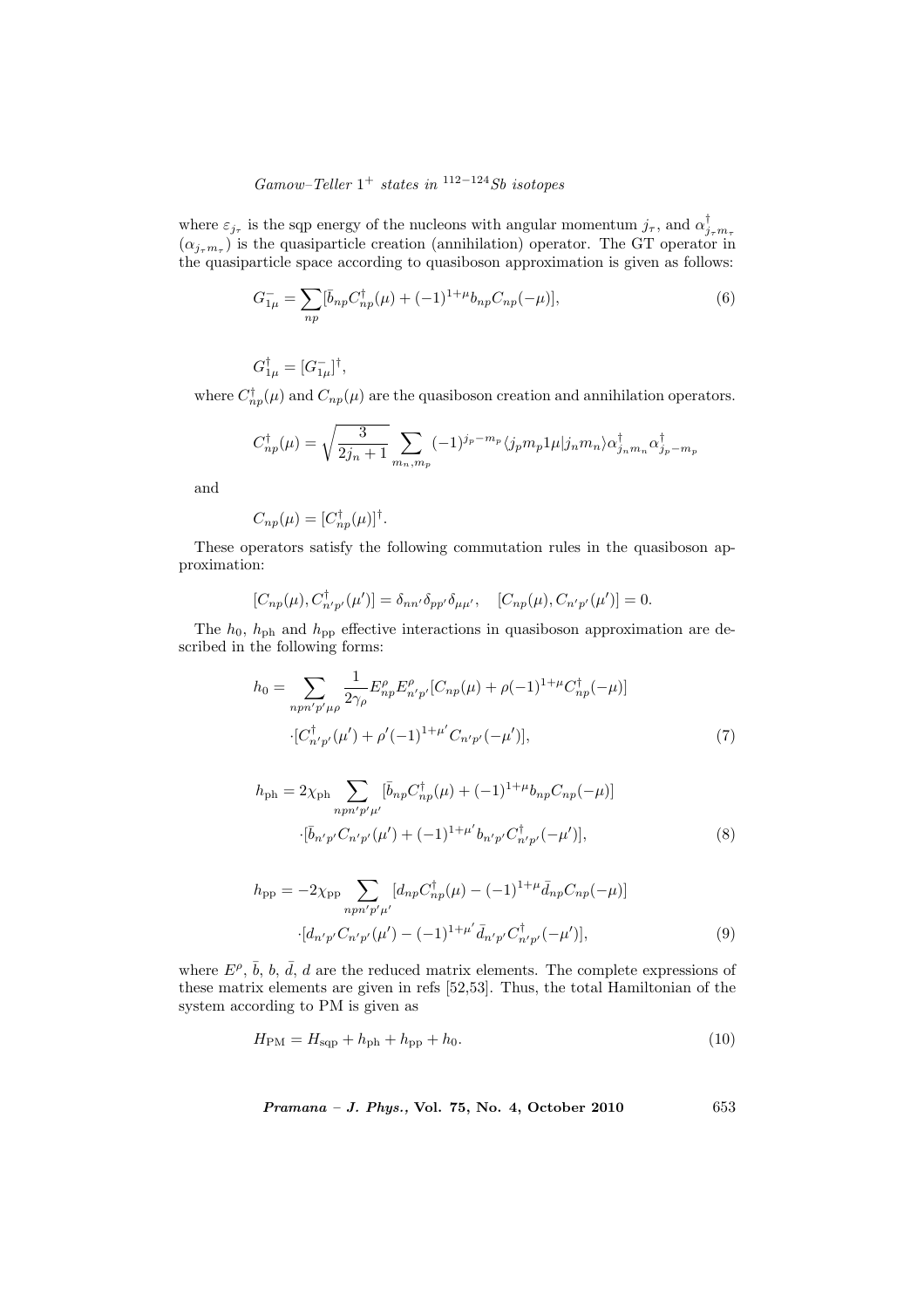where $\varepsilon_{j_\tau}$ is the sqp energy of the nucleons with angular momentum $j_\tau$, and $\alpha^\dagger_{j_\tau m_\tau}$ ($\alpha_{j_\tau m_\tau}$) is the quasiparticle creation (annihilation) operator. The GT operator in the quasiparticle space according to quasiboson approximation is given as follows:

$$G^-_{1\mu} = \sum_{np} [\bar{b}_{np} C^\dagger_{np}(\mu) + (-1)^{1+\mu} b_{np} C_{np}(-\mu)], \tag{6}$$

$$G^\dagger_{1\mu} = [G^-_{1\mu}]^\dagger,$$

where $C^\dagger_{np}(\mu)$ and $C_{np}(\mu)$ are the quasiboson creation and annihilation operators.

$$C^\dagger_{np}(\mu) = \sqrt{\frac{3}{2j_n + 1}} \sum_{m_n, m_p} (-1)^{j_p - m_p} \langle j_p m_p 1 \mu | j_n m_n \rangle \alpha^\dagger_{j_n m_n} \alpha^\dagger_{j_p - m_p}$$

and

$$C_{np}(\mu) = [C^\dagger_{np}(\mu)]^\dagger.$$

These operators satisfy the following commutation rules in the quasiboson approximation:

$$[C_{np}(\mu), C^\dagger_{n'p'}(\mu')] = \delta_{nn'} \delta_{pp'} \delta_{\mu\mu'}, \quad [C_{np}(\mu), C_{n'p'}(\mu')] = 0.$$

The $h_0$, $h_{\mathrm{ph}}$ and $h_{\mathrm{pp}}$ effective interactions in quasiboson approximation are described in the following forms:

$$h_0 = \sum_{npn'p'\mu\rho} \frac{1}{2\gamma_\rho} E^\rho_{np} E^\rho_{n'p'} [C_{np}(\mu) + \rho(-1)^{1+\mu} C^\dagger_{np}(-\mu)]$$
$$\cdot [C^\dagger_{n'p'}(\mu') + \rho'(-1)^{1+\mu'} C_{n'p'}(-\mu')], \tag{7}$$

$$h_{\mathrm{ph}} = 2\chi_{\mathrm{ph}} \sum_{npn'p'\mu'} [\bar{b}_{np} C^\dagger_{np}(\mu) + (-1)^{1+\mu} b_{np} C_{np}(-\mu)]$$
$$\cdot [\bar{b}_{n'p'} C_{n'p'}(\mu') + (-1)^{1+\mu'} b_{n'p'} C^\dagger_{n'p'}(-\mu')], \tag{8}$$

$$h_{\mathrm{pp}} = -2\chi_{\mathrm{pp}} \sum_{npn'p'\mu'} [d_{np} C^\dagger_{np}(\mu) - (-1)^{1+\mu} \bar{d}_{np} C_{np}(-\mu)]$$
$$\cdot [d_{n'p'} C_{n'p'}(\mu') - (-1)^{1+\mu'} \bar{d}_{n'p'} C^\dagger_{n'p'}(-\mu')], \tag{9}$$

where $E^\rho$, $\bar{b}$, $b$, $\bar{d}$, $d$ are the reduced matrix elements. The complete expressions of these matrix elements are given in refs [52,53]. Thus, the total Hamiltonian of the system according to PM is given as

$$H_{\mathrm{PM}} = H_{\mathrm{sqp}} + h_{\mathrm{ph}} + h_{\mathrm{pp}} + h_0. \tag{10}$$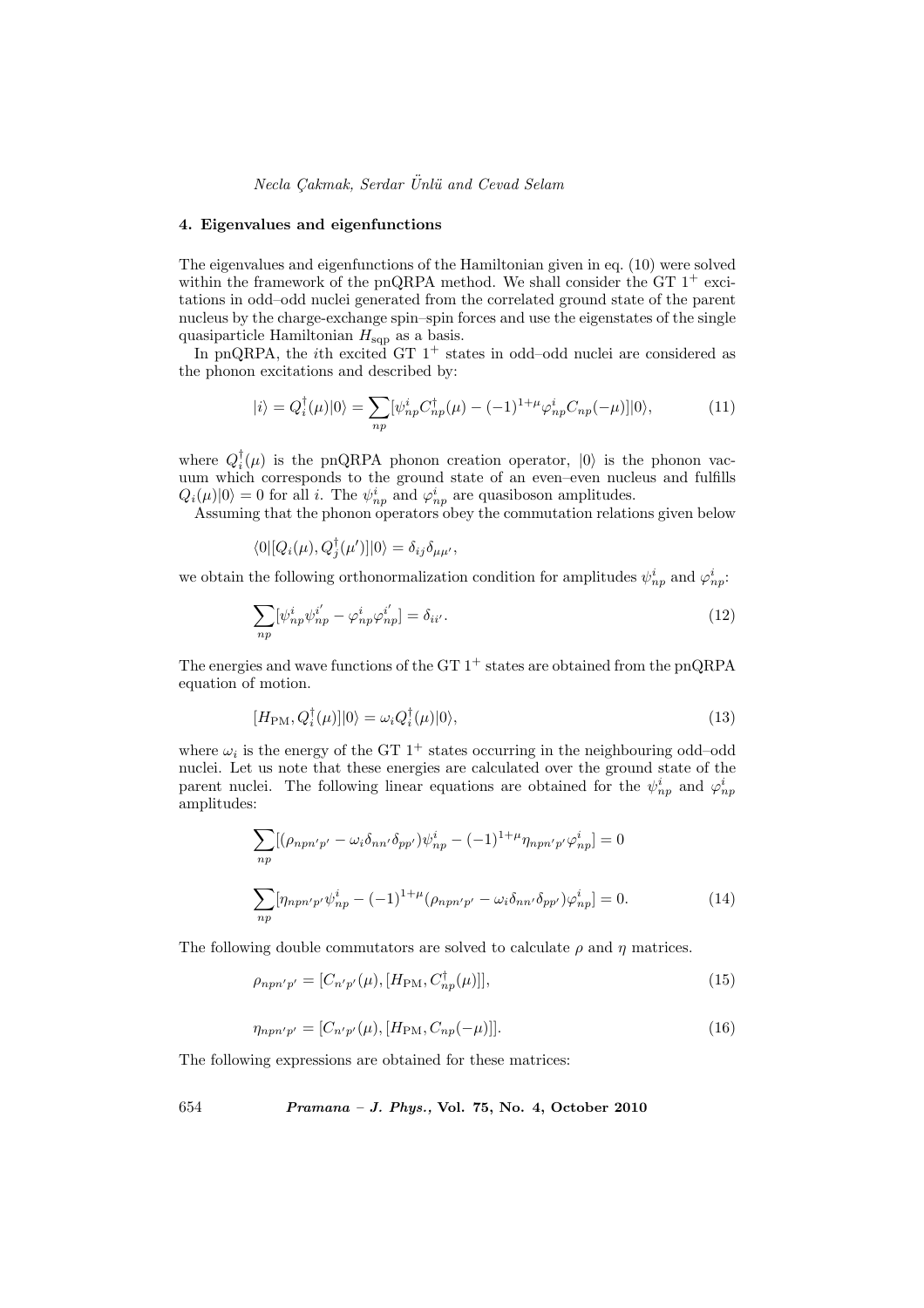## 4. Eigenvalues and eigenfunctions

The eigenvalues and eigenfunctions of the Hamiltonian given in eq. (10) were solved within the framework of the pnQRPA method. We shall consider the GT $1^+$ excitations in odd–odd nuclei generated from the correlated ground state of the parent nucleus by the charge-exchange spin–spin forces and use the eigenstates of the single quasiparticle Hamiltonian $H_{\rm sqp}$ as a basis.

In pnQRPA, the $i$th excited GT $1^+$ states in odd–odd nuclei are considered as the phonon excitations and described by:

$$|i\rangle = Q_i^\dagger(\mu)|0\rangle = \sum_{np}[\psi_{np}^i C_{np}^\dagger(\mu) - (-1)^{1+\mu}\varphi_{np}^i C_{np}(-\mu)]|0\rangle, \tag{11}$$

where $Q_i^\dagger(\mu)$ is the pnQRPA phonon creation operator, $|0\rangle$ is the phonon vacuum which corresponds to the ground state of an even–even nucleus and fulfills $Q_i(\mu)|0\rangle = 0$ for all $i$. The $\psi_{np}^i$ and $\varphi_{np}^i$ are quasiboson amplitudes.

Assuming that the phonon operators obey the commutation relations given below

$$\langle 0|[Q_i(\mu), Q_j^\dagger(\mu')]|0\rangle = \delta_{ij}\delta_{\mu\mu'},$$

we obtain the following orthonormalization condition for amplitudes $\psi_{np}^i$ and $\varphi_{np}^i$:

$$\sum_{np}[\psi_{np}^i \psi_{np}^{i'} - \varphi_{np}^i \varphi_{np}^{i'}] = \delta_{ii'}. \tag{12}$$

The energies and wave functions of the GT $1^+$ states are obtained from the pnQRPA equation of motion.

$$[H_{\rm PM}, Q_i^\dagger(\mu)]|0\rangle = \omega_i Q_i^\dagger(\mu)|0\rangle, \tag{13}$$

where $\omega_i$ is the energy of the GT $1^+$ states occurring in the neighbouring odd–odd nuclei. Let us note that these energies are calculated over the ground state of the parent nuclei. The following linear equations are obtained for the $\psi_{np}^i$ and $\varphi_{np}^i$ amplitudes:

$$\sum_{np}[(\rho_{npn'p'} - \omega_i\delta_{nn'}\delta_{pp'})\psi_{np}^i - (-1)^{1+\mu}\eta_{npn'p'}\varphi_{np}^i] = 0$$

$$\sum_{np}[\eta_{npn'p'}\psi_{np}^i - (-1)^{1+\mu}(\rho_{npn'p'} - \omega_i\delta_{nn'}\delta_{pp'})\varphi_{np}^i] = 0. \tag{14}$$

The following double commutators are solved to calculate $\rho$ and $\eta$ matrices.

$$\rho_{npn'p'} = [C_{n'p'}(\mu), [H_{\rm PM}, C_{np}^\dagger(\mu)]], \tag{15}$$

$$\eta_{npn'p'} = [C_{n'p'}(\mu), [H_{\rm PM}, C_{np}(-\mu)]]. \tag{16}$$

The following expressions are obtained for these matrices: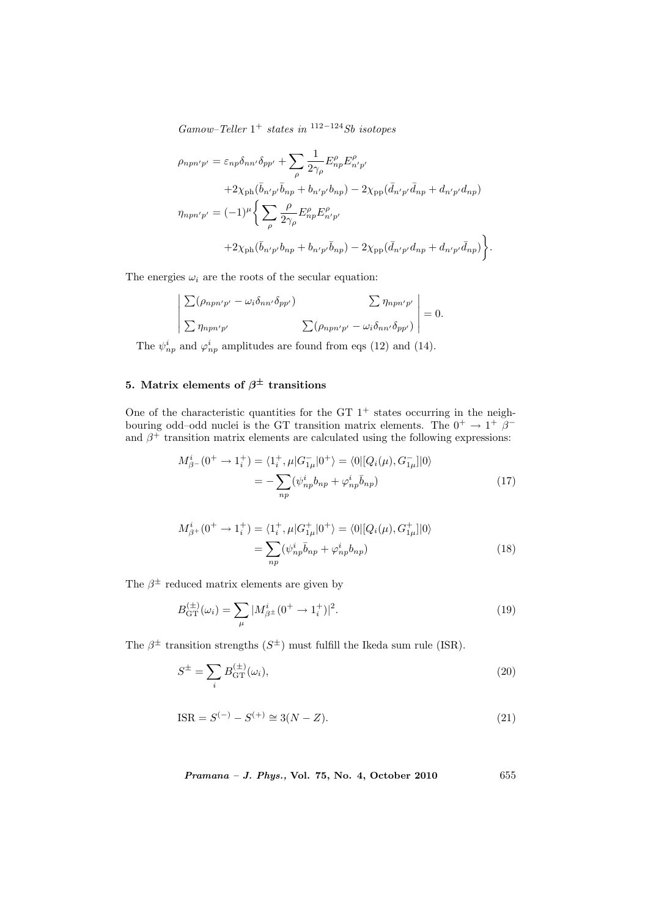$$
\begin{aligned}
\rho_{npn'p'} &= \varepsilon_{np}\delta_{nn'}\delta_{pp'} + \sum_{\rho} \frac{1}{2\gamma_\rho} E^{\rho}_{np} E^{\rho}_{n'p'} \\
&\quad + 2\chi_{\rm ph}(\bar{b}_{n'p'}\bar{b}_{np} + b_{n'p'}b_{np}) - 2\chi_{\rm pp}(\bar{d}_{n'p'}\bar{d}_{np} + d_{n'p'}d_{np}) \\
\eta_{npn'p'} &= (-1)^{\mu}\Bigg\{ \sum_{\rho} \frac{\rho}{2\gamma_\rho} E^{\rho}_{np} E^{\rho}_{n'p'} \\
&\quad + 2\chi_{\rm ph}(\bar{b}_{n'p'}b_{np} + b_{n'p'}\bar{b}_{np}) - 2\chi_{\rm pp}(\bar{d}_{n'p'}d_{np} + d_{n'p'}\bar{d}_{np}) \Bigg\}.
\end{aligned}
$$

The energies $\omega_i$ are the roots of the secular equation:

$$
\begin{vmatrix}
\sum(\rho_{npn'p'} - \omega_i \delta_{nn'}\delta_{pp'}) & \sum \eta_{npn'p'} \\
\sum \eta_{npn'p'} & \sum(\rho_{npn'p'} - \omega_i \delta_{nn'}\delta_{pp'})
\end{vmatrix} = 0.
$$

The $\psi^i_{np}$ and $\varphi^i_{np}$ amplitudes are found from eqs (12) and (14).

## 5. Matrix elements of $\beta^{\pm}$ transitions

One of the characteristic quantities for the GT $1^+$ states occurring in the neighbouring odd–odd nuclei is the GT transition matrix elements. The $0^+ \to 1^+$ $\beta^-$ and $\beta^+$ transition matrix elements are calculated using the following expressions:

$$
\begin{aligned}
M^i_{\beta^-}(0^+ \to 1^+_i) &= \langle 1^+_i, \mu | G^-_{1\mu} | 0^+ \rangle = \langle 0 | [Q_i(\mu), G^-_{1\mu}] | 0 \rangle \\
&= -\sum_{np} (\psi^i_{np} b_{np} + \varphi^i_{np} \bar{b}_{np})
\end{aligned} \tag{17}
$$

$$
\begin{aligned}
M^i_{\beta^+}(0^+ \to 1^+_i) &= \langle 1^+_i, \mu | G^+_{1\mu} | 0^+ \rangle = \langle 0 | [Q_i(\mu), G^+_{1\mu}] | 0 \rangle \\
&= \sum_{np} (\psi^i_{np} \bar{b}_{np} + \varphi^i_{np} b_{np})
\end{aligned} \tag{18}
$$

The $\beta^{\pm}$ reduced matrix elements are given by

$$
B^{(\pm)}_{\rm GT}(\omega_i) = \sum_{\mu} |M^i_{\beta^{\pm}}(0^+ \to 1^+_i)|^2. \tag{19}
$$

The $\beta^{\pm}$ transition strengths ($S^{\pm}$) must fulfill the Ikeda sum rule (ISR).

$$
S^{\pm} = \sum_i B^{(\pm)}_{\rm GT}(\omega_i), \tag{20}
$$

$$
{\rm ISR} = S^{(-)} - S^{(+)} \cong 3(N - Z). \tag{21}
$$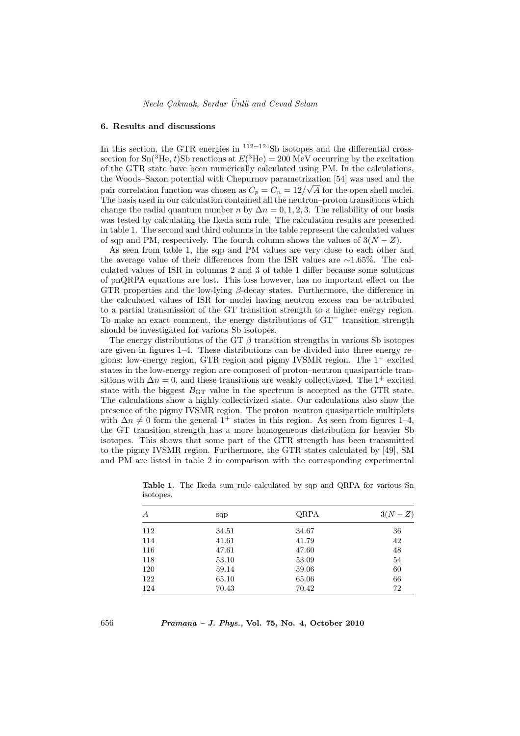## 6. Results and discussions

In this section, the GTR energies in $^{112-124}$Sb isotopes and the differential cross-section for Sn($^3$He, $t$)Sb reactions at $E(^3\text{He}) = 200$ MeV occurring by the excitation of the GTR state have been numerically calculated using PM. In the calculations, the Woods–Saxon potential with Chepurnov parametrization [54] was used and the pair correlation function was chosen as $C_p = C_n = 12/\sqrt{A}$ for the open shell nuclei. The basis used in our calculation contained all the neutron–proton transitions which change the radial quantum number $n$ by $\Delta n = 0, 1, 2, 3$. The reliability of our basis was tested by calculating the Ikeda sum rule. The calculation results are presented in table 1. The second and third columns in the table represent the calculated values of sqp and PM, respectively. The fourth column shows the values of $3(N - Z)$.

As seen from table 1, the sqp and PM values are very close to each other and the average value of their differences from the ISR values are ∼1.65%. The calculated values of ISR in columns 2 and 3 of table 1 differ because some solutions of pnQRPA equations are lost. This loss however, has no important effect on the GTR properties and the low-lying $\beta$-decay states. Furthermore, the difference in the calculated values of ISR for nuclei having neutron excess can be attributed to a partial transmission of the GT transition strength to a higher energy region. To make an exact comment, the energy distributions of GT$^-$ transition strength should be investigated for various Sb isotopes.

The energy distributions of the GT $\beta$ transition strengths in various Sb isotopes are given in figures 1–4. These distributions can be divided into three energy regions: low-energy region, GTR region and pigmy IVSMR region. The $1^+$ excited states in the low-energy region are composed of proton–neutron quasiparticle transitions with $\Delta n = 0$, and these transitions are weakly collectivized. The $1^+$ excited state with the biggest $B_{\text{GT}}$ value in the spectrum is accepted as the GTR state. The calculations show a highly collectivized state. Our calculations also show the presence of the pigmy IVSMR region. The proton–neutron quasiparticle multiplets with $\Delta n \neq 0$ form the general $1^+$ states in this region. As seen from figures 1–4, the GT transition strength has a more homogeneous distribution for heavier Sb isotopes. This shows that some part of the GTR strength has been transmitted to the pigmy IVSMR region. Furthermore, the GTR states calculated by [49], SM and PM are listed in table 2 in comparison with the corresponding experimental

**Table 1.** The Ikeda sum rule calculated by sqp and QRPA for various Sn isotopes.

| $A$ | sqp | QRPA | $3(N-Z)$ |
|---|---|---|---|
| 112 | 34.51 | 34.67 | 36 |
| 114 | 41.61 | 41.79 | 42 |
| 116 | 47.61 | 47.60 | 48 |
| 118 | 53.10 | 53.09 | 54 |
| 120 | 59.14 | 59.06 | 60 |
| 122 | 65.10 | 65.06 | 66 |
| 124 | 70.43 | 70.42 | 72 |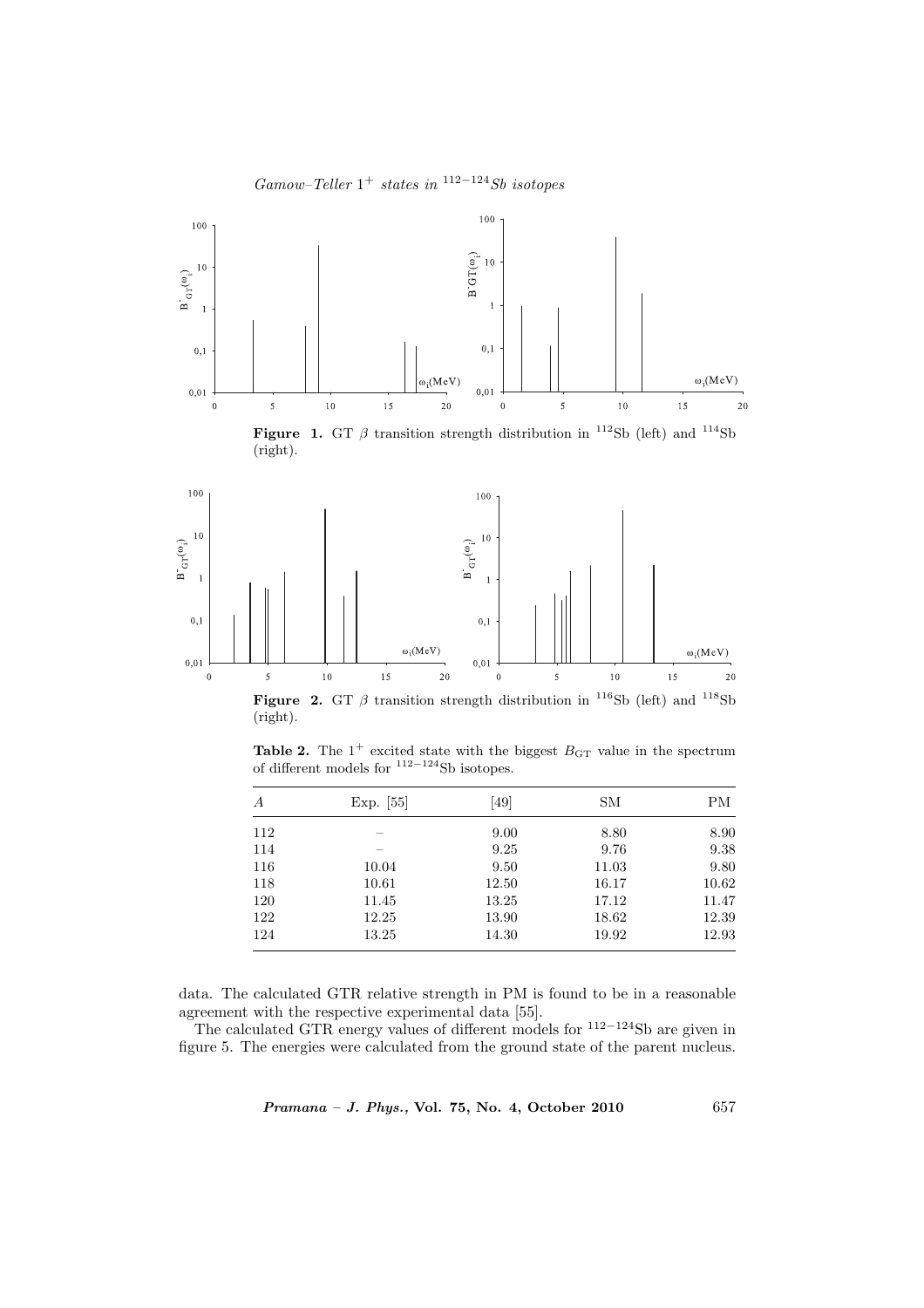**Figure 1.** GT $\beta$ transition strength distribution in $^{112}$Sb (left) and $^{114}$Sb (right).

**Figure 2.** GT $\beta$ transition strength distribution in $^{116}$Sb (left) and $^{118}$Sb (right).

**Table 2.** The $1^+$ excited state with the biggest $B_{\mathrm{GT}}$ value in the spectrum of different models for $^{112-124}$Sb isotopes.

| $A$ | Exp. [55] | [49] | SM | PM |
|---|---|---|---|---|
| 112 | – | 9.00 | 8.80 | 8.90 |
| 114 | – | 9.25 | 9.76 | 9.38 |
| 116 | 10.04 | 9.50 | 11.03 | 9.80 |
| 118 | 10.61 | 12.50 | 16.17 | 10.62 |
| 120 | 11.45 | 13.25 | 17.12 | 11.47 |
| 122 | 12.25 | 13.90 | 18.62 | 12.39 |
| 124 | 13.25 | 14.30 | 19.92 | 12.93 |

data. The calculated GTR relative strength in PM is found to be in a reasonable agreement with the respective experimental data [55].

The calculated GTR energy values of different models for $^{112-124}$Sb are given in figure 5. The energies were calculated from the ground state of the parent nucleus.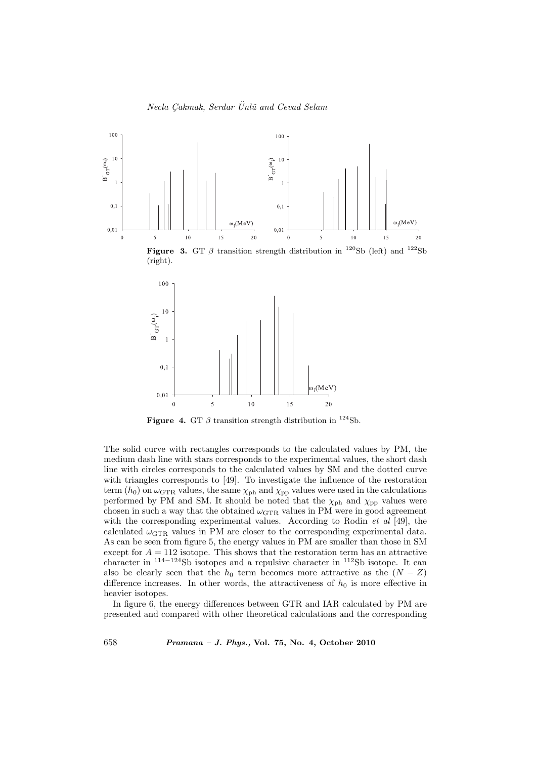**Figure 3.** GT $\beta$ transition strength distribution in $^{120}$Sb (left) and $^{122}$Sb (right).

**Figure 4.** GT $\beta$ transition strength distribution in $^{124}$Sb.

The solid curve with rectangles corresponds to the calculated values by PM, the medium dash line with stars corresponds to the experimental values, the short dash line with circles corresponds to the calculated values by SM and the dotted curve with triangles corresponds to [49]. To investigate the influence of the restoration term ($h_0$) on $\omega_{\rm GTR}$ values, the same $\chi_{\rm ph}$ and $\chi_{\rm pp}$ values were used in the calculations performed by PM and SM. It should be noted that the $\chi_{\rm ph}$ and $\chi_{\rm pp}$ values were chosen in such a way that the obtained $\omega_{\rm GTR}$ values in PM were in good agreement with the corresponding experimental values. According to Rodin *et al* [49], the calculated $\omega_{\rm GTR}$ values in PM are closer to the corresponding experimental data. As can be seen from figure 5, the energy values in PM are smaller than those in SM except for $A = 112$ isotope. This shows that the restoration term has an attractive character in $^{114-124}$Sb isotopes and a repulsive character in $^{112}$Sb isotope. It can also be clearly seen that the $h_0$ term becomes more attractive as the $(N - Z)$ difference increases. In other words, the attractiveness of $h_0$ is more effective in heavier isotopes.

In figure 6, the energy differences between GTR and IAR calculated by PM are presented and compared with other theoretical calculations and the corresponding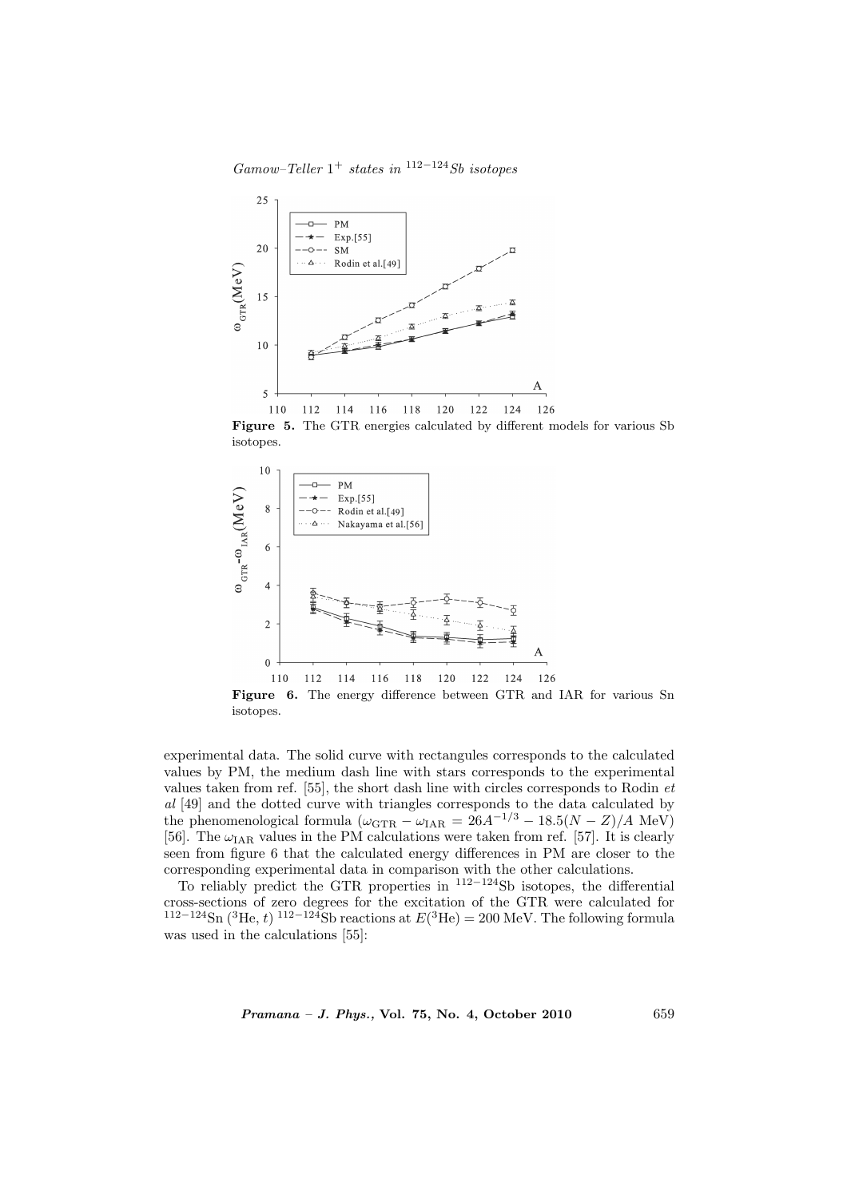**Figure 5.** The GTR energies calculated by different models for various Sb isotopes.

**Figure 6.** The energy difference between GTR and IAR for various Sn isotopes.

experimental data. The solid curve with rectangules corresponds to the calculated values by PM, the medium dash line with stars corresponds to the experimental values taken from ref. [55], the short dash line with circles corresponds to Rodin *et al* [49] and the dotted curve with triangles corresponds to the data calculated by the phenomenological formula ($\omega_{\mathrm{GTR}} - \omega_{\mathrm{IAR}} = 26A^{-1/3} - 18.5(N - Z)/A$ MeV) [56]. The $\omega_{\mathrm{IAR}}$ values in the PM calculations were taken from ref. [57]. It is clearly seen from figure 6 that the calculated energy differences in PM are closer to the corresponding experimental data in comparison with the other calculations.

To reliably predict the GTR properties in $^{112-124}$Sb isotopes, the differential cross-sections of zero degrees for the excitation of the GTR were calculated for $^{112-124}$Sn ($^{3}$He, $t$) $^{112-124}$Sb reactions at $E(^{3}\mathrm{He}) = 200$ MeV. The following formula was used in the calculations [55]: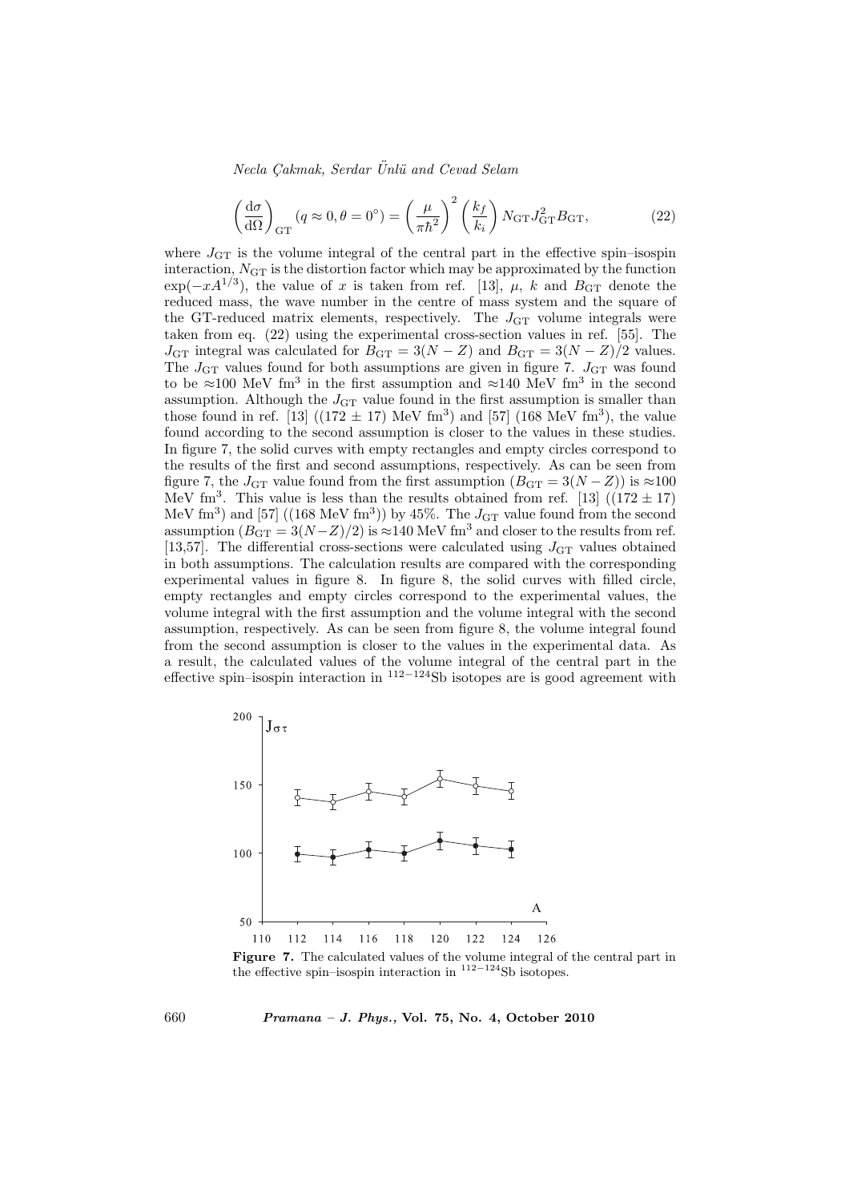$$\left(\frac{\mathrm{d}\sigma}{\mathrm{d}\Omega}\right)_{\mathrm{GT}}(q \approx 0, \theta = 0^{\circ}) = \left(\frac{\mu}{\pi\hbar^2}\right)^2 \left(\frac{k_f}{k_i}\right) N_{\mathrm{GT}} J_{\mathrm{GT}}^2 B_{\mathrm{GT}}, \tag{22}$$

where $J_{\mathrm{GT}}$ is the volume integral of the central part in the effective spin–isospin interaction, $N_{\mathrm{GT}}$ is the distortion factor which may be approximated by the function $\exp(-xA^{1/3})$, the value of $x$ is taken from ref. [13], $\mu$, $k$ and $B_{\mathrm{GT}}$ denote the reduced mass, the wave number in the centre of mass system and the square of the GT-reduced matrix elements, respectively. The $J_{\mathrm{GT}}$ volume integrals were taken from eq. (22) using the experimental cross-section values in ref. [55]. The $J_{\mathrm{GT}}$ integral was calculated for $B_{\mathrm{GT}} = 3(N - Z)$ and $B_{\mathrm{GT}} = 3(N - Z)/2$ values. The $J_{\mathrm{GT}}$ values found for both assumptions are given in figure 7. $J_{\mathrm{GT}}$ was found to be $\approx$100 MeV fm$^3$ in the first assumption and $\approx$140 MeV fm$^3$ in the second assumption. Although the $J_{\mathrm{GT}}$ value found in the first assumption is smaller than those found in ref. [13] ((172 $\pm$ 17) MeV fm$^3$) and [57] (168 MeV fm$^3$), the value found according to the second assumption is closer to the values in these studies. In figure 7, the solid curves with empty rectangles and empty circles correspond to the results of the first and second assumptions, respectively. As can be seen from figure 7, the $J_{\mathrm{GT}}$ value found from the first assumption ($B_{\mathrm{GT}} = 3(N - Z)$) is $\approx$100 MeV fm$^3$. This value is less than the results obtained from ref. [13] ((172 $\pm$ 17) MeV fm$^3$) and [57] ((168 MeV fm$^3$)) by 45%. The $J_{\mathrm{GT}}$ value found from the second assumption ($B_{\mathrm{GT}} = 3(N-Z)/2$) is $\approx$140 MeV fm$^3$ and closer to the results from ref. [13,57]. The differential cross-sections were calculated using $J_{\mathrm{GT}}$ values obtained in both assumptions. The calculation results are compared with the corresponding experimental values in figure 8. In figure 8, the solid curves with filled circle, empty rectangles and empty circles correspond to the experimental values, the volume integral with the first assumption and the volume integral with the second assumption, respectively. As can be seen from figure 8, the volume integral found from the second assumption is closer to the values in the experimental data. As a result, the calculated values of the volume integral of the central part in the effective spin–isospin interaction in $^{112-124}$Sb isotopes are is good agreement with

**Figure 7.** The calculated values of the volume integral of the central part in the effective spin–isospin interaction in $^{112-124}$Sb isotopes.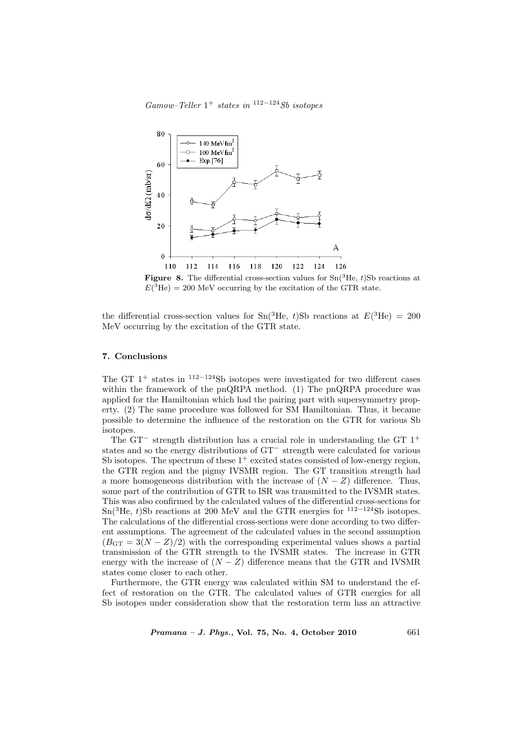**Figure 8.** The differential cross-section values for Sn($^3$He, $t$)Sb reactions at $E(^3\mathrm{He})$ = 200 MeV occurring by the excitation of the GTR state.

the differential cross-section values for Sn($^3$He, $t$)Sb reactions at $E(^3\mathrm{He})$ = 200 MeV occurring by the excitation of the GTR state.

## 7. Conclusions

The GT $1^+$ states in $^{112-124}$Sb isotopes were investigated for two different cases within the framework of the pnQRPA method. (1) The pnQRPA procedure was applied for the Hamiltonian which had the pairing part with supersymmetry property. (2) The same procedure was followed for SM Hamiltonian. Thus, it became possible to determine the influence of the restoration on the GTR for various Sb isotopes.

The $\mathrm{GT}^-$ strength distribution has a crucial role in understanding the GT $1^+$ states and so the energy distributions of $\mathrm{GT}^-$ strength were calculated for various Sb isotopes. The spectrum of these $1^+$ excited states consisted of low-energy region, the GTR region and the pigmy IVSMR region. The GT transition strength had a more homogeneous distribution with the increase of $(N-Z)$ difference. Thus, some part of the contribution of GTR to ISR was transmitted to the IVSMR states. This was also confirmed by the calculated values of the differential cross-sections for Sn($^3$He, $t$)Sb reactions at 200 MeV and the GTR energies for $^{112-124}$Sb isotopes. The calculations of the differential cross-sections were done according to two different assumptions. The agreement of the calculated values in the second assumption ($B_{\mathrm{GT}} = 3(N-Z)/2$) with the corresponding experimental values shows a partial transmission of the GTR strength to the IVSMR states. The increase in GTR energy with the increase of $(N-Z)$ difference means that the GTR and IVSMR states come closer to each other.

Furthermore, the GTR energy was calculated within SM to understand the effect of restoration on the GTR. The calculated values of GTR energies for all Sb isotopes under consideration show that the restoration term has an attractive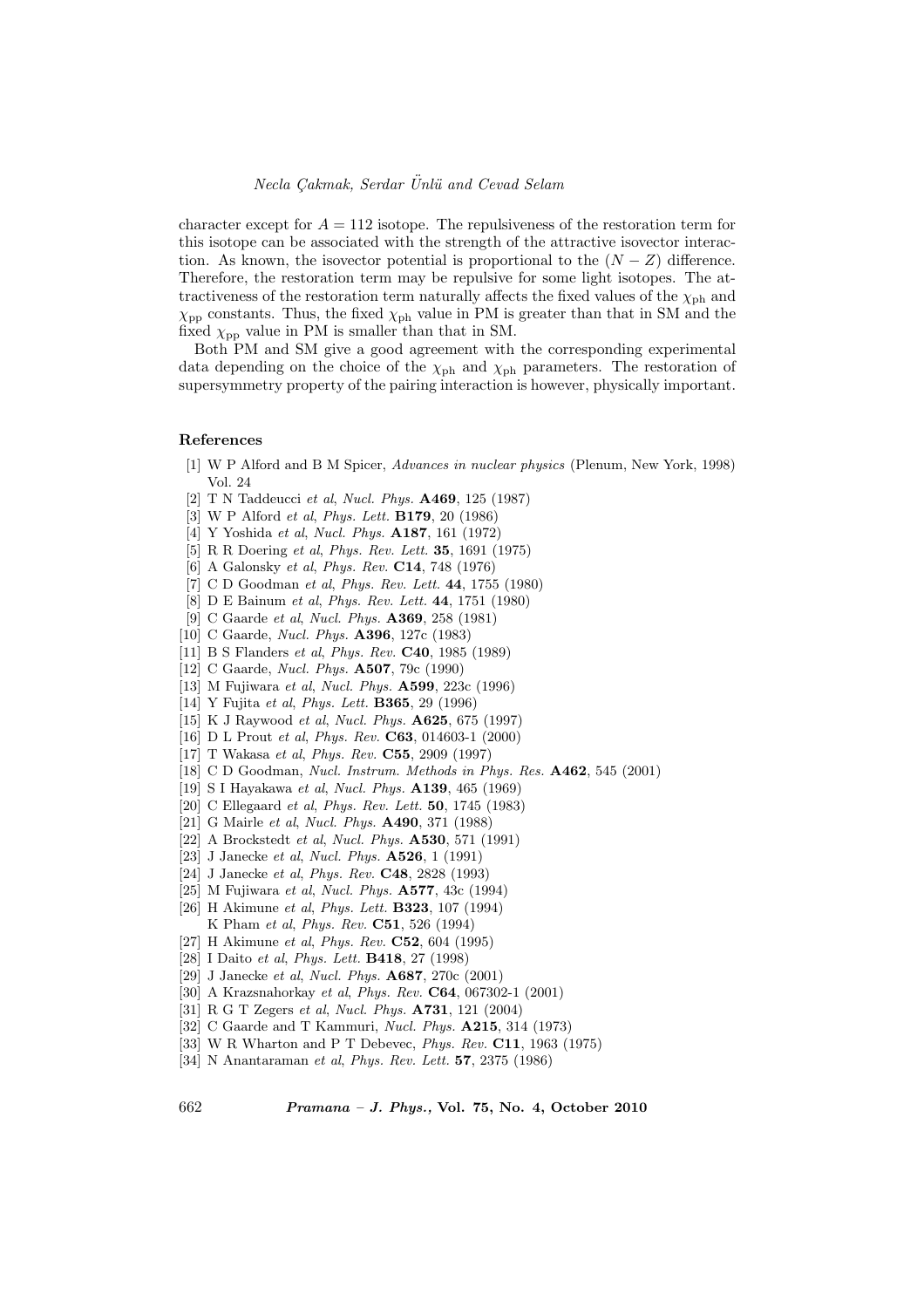character except for $A = 112$ isotope. The repulsiveness of the restoration term for this isotope can be associated with the strength of the attractive isovector interaction. As known, the isovector potential is proportional to the $(N - Z)$ difference. Therefore, the restoration term may be repulsive for some light isotopes. The attractiveness of the restoration term naturally affects the fixed values of the $\chi_{\rm ph}$ and $\chi_{\rm pp}$ constants. Thus, the fixed $\chi_{\rm ph}$ value in PM is greater than that in SM and the fixed $\chi_{\rm pp}$ value in PM is smaller than that in SM.

Both PM and SM give a good agreement with the corresponding experimental data depending on the choice of the $\chi_{\rm ph}$ and $\chi_{\rm ph}$ parameters. The restoration of supersymmetry property of the pairing interaction is however, physically important.

## References

[1] W P Alford and B M Spicer, *Advances in nuclear physics* (Plenum, New York, 1998) Vol. 24

[2] T N Taddeucci *et al*, *Nucl. Phys.* **A469**, 125 (1987)

[3] W P Alford *et al*, *Phys. Lett.* **B179**, 20 (1986)

[4] Y Yoshida *et al*, *Nucl. Phys.* **A187**, 161 (1972)

[5] R R Doering *et al*, *Phys. Rev. Lett.* **35**, 1691 (1975)

[6] A Galonsky *et al*, *Phys. Rev.* **C14**, 748 (1976)

[7] C D Goodman *et al*, *Phys. Rev. Lett.* **44**, 1755 (1980)

[8] D E Bainum *et al*, *Phys. Rev. Lett.* **44**, 1751 (1980)

[9] C Gaarde *et al*, *Nucl. Phys.* **A369**, 258 (1981)

[10] C Gaarde, *Nucl. Phys.* **A396**, 127c (1983)

[11] B S Flanders *et al*, *Phys. Rev.* **C40**, 1985 (1989)

[12] C Gaarde, *Nucl. Phys.* **A507**, 79c (1990)

[13] M Fujiwara *et al*, *Nucl. Phys.* **A599**, 223c (1996)

[14] Y Fujita *et al*, *Phys. Lett.* **B365**, 29 (1996)

[15] K J Raywood *et al*, *Nucl. Phys.* **A625**, 675 (1997)

[16] D L Prout *et al*, *Phys. Rev.* **C63**, 014603-1 (2000)

[17] T Wakasa *et al*, *Phys. Rev.* **C55**, 2909 (1997)

[18] C D Goodman, *Nucl. Instrum. Methods in Phys. Res.* **A462**, 545 (2001)

[19] S I Hayakawa *et al*, *Nucl. Phys.* **A139**, 465 (1969)

[20] C Ellegaard *et al*, *Phys. Rev. Lett.* **50**, 1745 (1983)

[21] G Mairle *et al*, *Nucl. Phys.* **A490**, 371 (1988)

[22] A Brockstedt *et al*, *Nucl. Phys.* **A530**, 571 (1991)

[23] J Janecke *et al*, *Nucl. Phys.* **A526**, 1 (1991)

[24] J Janecke *et al*, *Phys. Rev.* **C48**, 2828 (1993)

[25] M Fujiwara *et al*, *Nucl. Phys.* **A577**, 43c (1994)

[26] H Akimune *et al*, *Phys. Lett.* **B323**, 107 (1994)
K Pham *et al*, *Phys. Rev.* **C51**, 526 (1994)

[27] H Akimune *et al*, *Phys. Rev.* **C52**, 604 (1995)

[28] I Daito *et al*, *Phys. Lett.* **B418**, 27 (1998)

[29] J Janecke *et al*, *Nucl. Phys.* **A687**, 270c (2001)

[30] A Krazsnahorkay *et al*, *Phys. Rev.* **C64**, 067302-1 (2001)

[31] R G T Zegers *et al*, *Nucl. Phys.* **A731**, 121 (2004)

[32] C Gaarde and T Kammuri, *Nucl. Phys.* **A215**, 314 (1973)

[33] W R Wharton and P T Debevec, *Phys. Rev.* **C11**, 1963 (1975)

[34] N Anantaraman *et al*, *Phys. Rev. Lett.* **57**, 2375 (1986)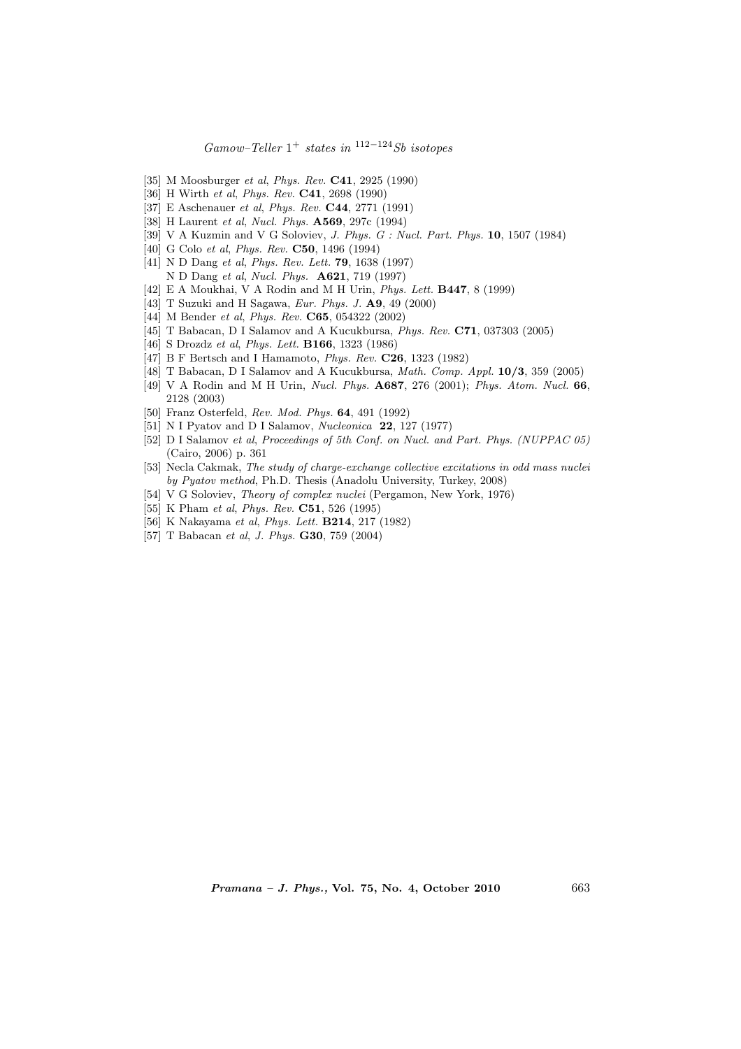[35] M Moosburger *et al*, *Phys. Rev.* **C41**, 2925 (1990)

[36] H Wirth *et al*, *Phys. Rev.* **C41**, 2698 (1990)

[37] E Aschenauer *et al*, *Phys. Rev.* **C44**, 2771 (1991)

[38] H Laurent *et al*, *Nucl. Phys.* **A569**, 297c (1994)

[39] V A Kuzmin and V G Soloviev, *J. Phys. G : Nucl. Part. Phys.* **10**, 1507 (1984)

[40] G Colo *et al*, *Phys. Rev.* **C50**, 1496 (1994)

[41] N D Dang *et al*, *Phys. Rev. Lett.* **79**, 1638 (1997)
N D Dang *et al*, *Nucl. Phys.* **A621**, 719 (1997)

[42] E A Moukhai, V A Rodin and M H Urin, *Phys. Lett.* **B447**, 8 (1999)

[43] T Suzuki and H Sagawa, *Eur. Phys. J.* **A9**, 49 (2000)

[44] M Bender *et al*, *Phys. Rev.* **C65**, 054322 (2002)

[45] T Babacan, D I Salamov and A Kucukbursa, *Phys. Rev.* **C71**, 037303 (2005)

[46] S Drozdz *et al*, *Phys. Lett.* **B166**, 1323 (1986)

[47] B F Bertsch and I Hamamoto, *Phys. Rev.* **C26**, 1323 (1982)

[48] T Babacan, D I Salamov and A Kucukbursa, *Math. Comp. Appl.* **10/3**, 359 (2005)

[49] V A Rodin and M H Urin, *Nucl. Phys.* **A687**, 276 (2001); *Phys. Atom. Nucl.* **66**, 2128 (2003)

[50] Franz Osterfeld, *Rev. Mod. Phys.* **64**, 491 (1992)

[51] N I Pyatov and D I Salamov, *Nucleonica* **22**, 127 (1977)

[52] D I Salamov *et al*, *Proceedings of 5th Conf. on Nucl. and Part. Phys. (NUPPAC 05)* (Cairo, 2006) p. 361

[53] Necla Cakmak, *The study of charge-exchange collective excitations in odd mass nuclei by Pyatov method*, Ph.D. Thesis (Anadolu University, Turkey, 2008)

[54] V G Soloviev, *Theory of complex nuclei* (Pergamon, New York, 1976)

[55] K Pham *et al*, *Phys. Rev.* **C51**, 526 (1995)

[56] K Nakayama *et al*, *Phys. Lett.* **B214**, 217 (1982)

[57] T Babacan *et al*, *J. Phys.* **G30**, 759 (2004)